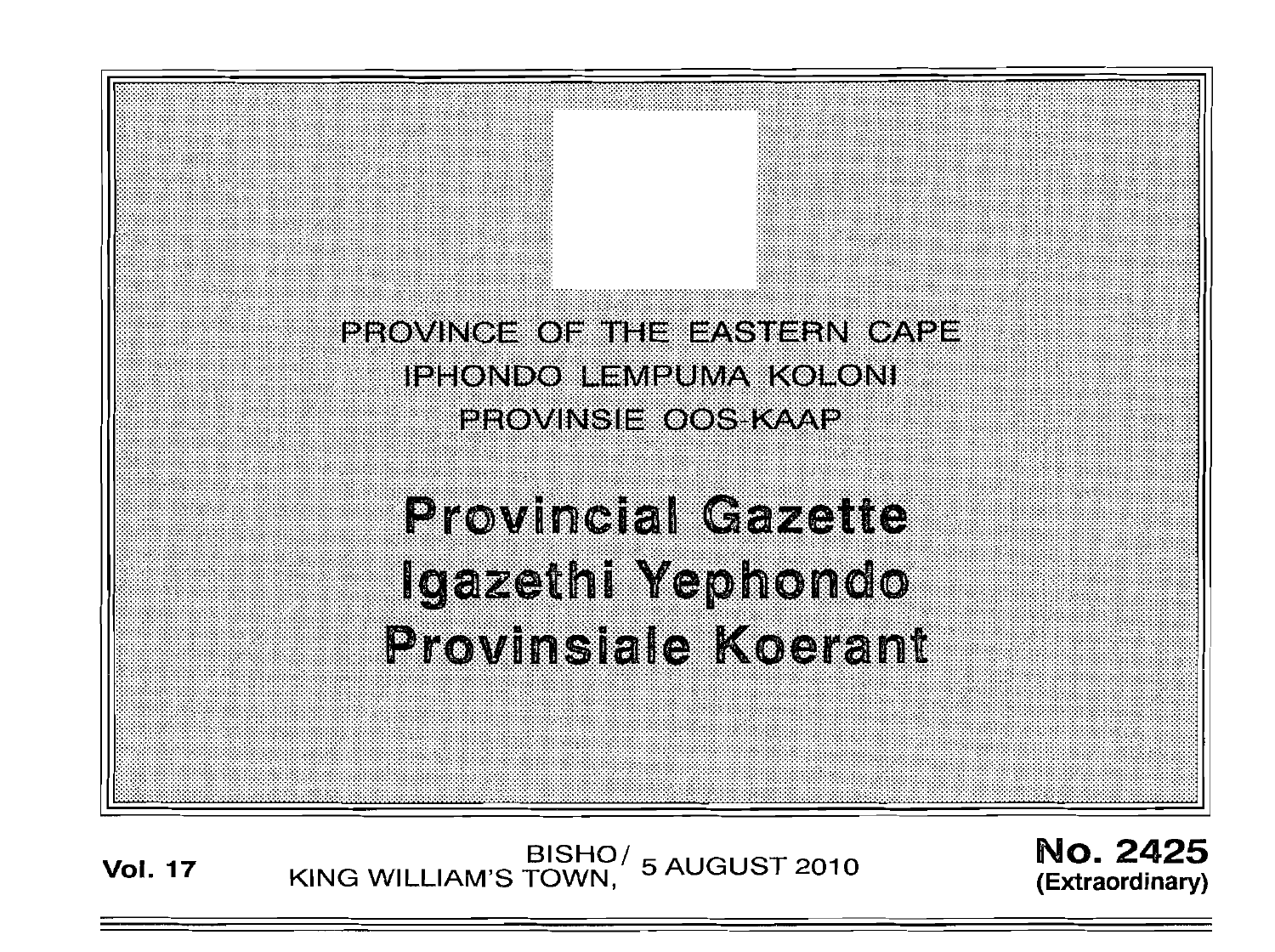PROVINCE OF THE EASTERN CAPE
IPHONDO LEMPUMA KOLONI
PROVINSIE OOS-KAAP

# Provincial Gazette
# Igazethi Yephondo
# Provinsiale Koerant

**Vol. 17** BISHO/ KING WILLIAM'S TOWN, 5 AUGUST 2010 **No. 2425 (Extraordinary)**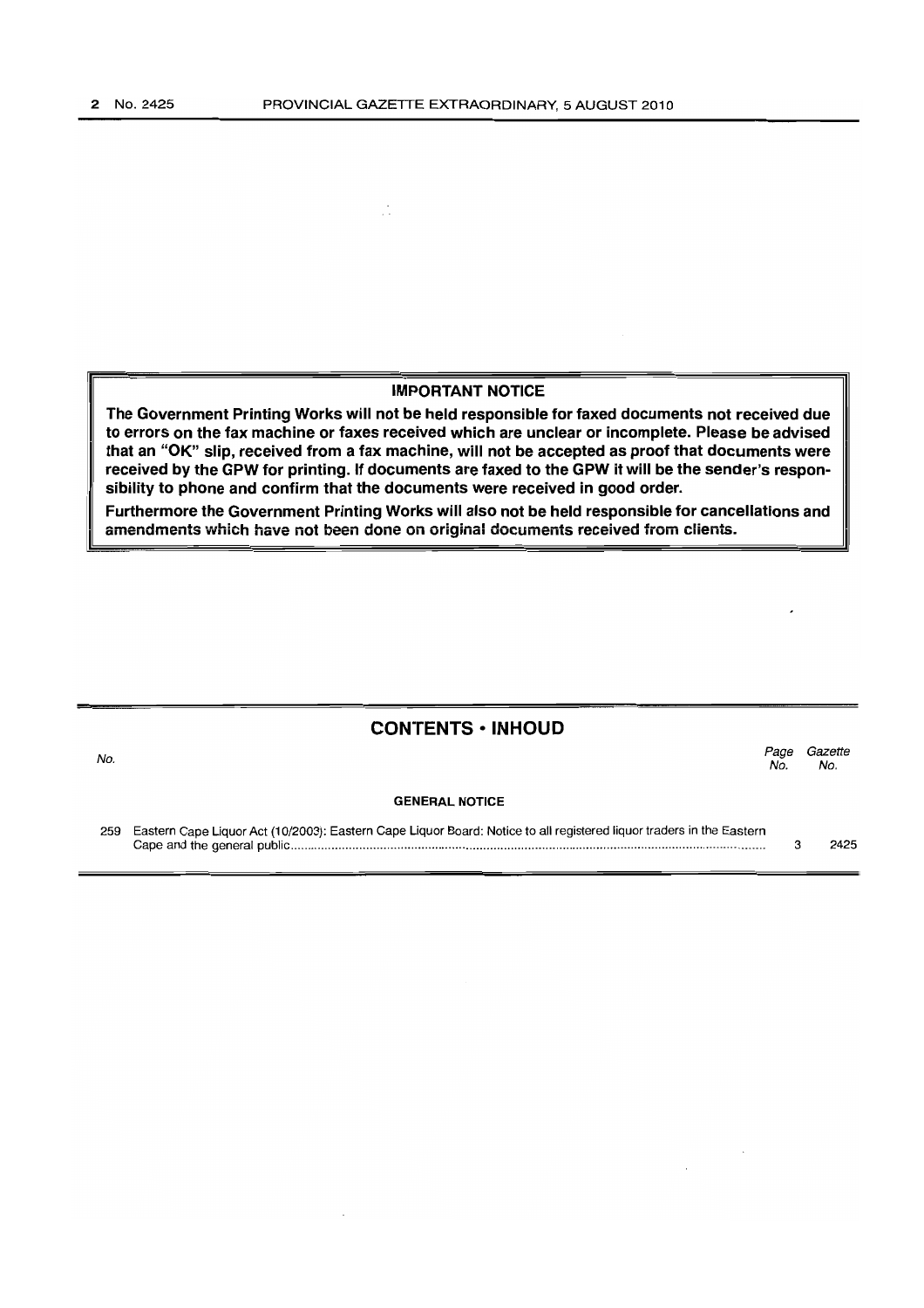**IMPORTANT NOTICE**

**The Government Printing Works will not be held responsible for faxed documents not received due to errors on the fax machine or faxes received which are unclear or incomplete. Please be advised that an "OK" slip, received from a fax machine, will not be accepted as proof that documents were received by the GPW for printing. If documents are faxed to the GPW it will be the sender's responsibility to phone and confirm that the documents were received in good order.**

**Furthermore the Government Printing Works will also not be held responsible for cancellations and amendments which have not been done on original documents received from clients.**

## CONTENTS • INHOUD

| No. | | Page No. | Gazette No. |
|---|---|---|---|
| | **GENERAL NOTICE** | | |
| 259 | Eastern Cape Liquor Act (10/2003): Eastern Cape Liquor Board: Notice to all registered liquor traders in the Eastern Cape and the general public | 3 | 2425 |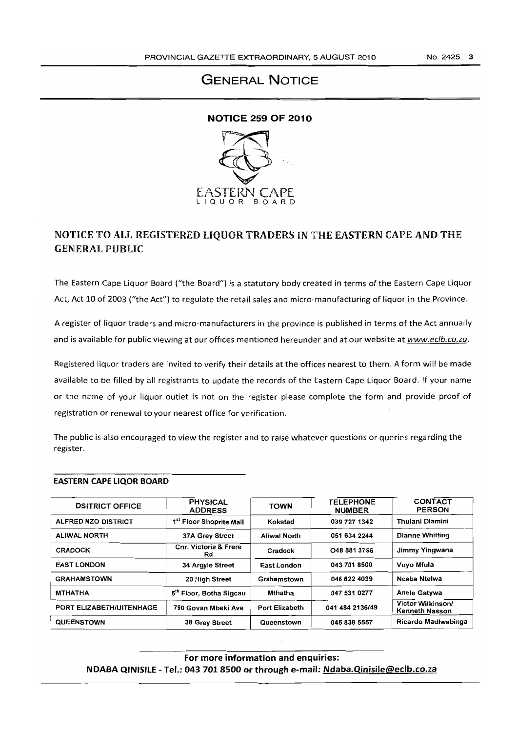# GENERAL NOTICE

## NOTICE 259 OF 2010

EASTERN CAPE
LIQUOR BOARD

## NOTICE TO ALL REGISTERED LIQUOR TRADERS IN THE EASTERN CAPE AND THE GENERAL PUBLIC

The Eastern Cape Liquor Board ("the Board") is a statutory body created in terms of the Eastern Cape Liquor Act, Act 10 of 2003 ("the Act") to regulate the retail sales and micro-manufacturing of liquor in the Province.

A register of liquor traders and micro-manufacturers in the province is published in terms of the Act annually and is available for public viewing at our offices mentioned hereunder and at our website at *www.eclb.co.za*.

Registered liquor traders are invited to verify their details at the offices nearest to them. A form will be made available to be filled by all registrants to update the records of the Eastern Cape Liquor Board. If your name or the name of your liquor outlet is not on the register please complete the form and provide proof of registration or renewal to your nearest office for verification.

The public is also encouraged to view the register and to raise whatever questions or queries regarding the register.

**EASTERN CAPE LIQOR BOARD**

| DSITRICT OFFICE | PHYSICAL ADDRESS | TOWN | TELEPHONE NUMBER | CONTACT PERSON |
|---|---|---|---|---|
| ALFRED NZO DISTRICT | 1st Floor Shoprite Mall | Kokstad | 039 727 1342 | Thulani Dlamini |
| ALIWAL NORTH | 37A Grey Street | Aliwal North | 051 634 2244 | Dianne Whitting |
| CRADOCK | Cnr. Victoria & Frere Rd | Cradock | 048 881 3756 | Jimmy Yingwana |
| EAST LONDON | 34 Argyle Street | East London | 043 701 8500 | Vuyo Mfula |
| GRAHAMSTOWN | 20 High Street | Grahamstown | 046 622 4039 | Nceba Ntelwa |
| MTHATHA | 5th Floor, Botha Sigcau | Mthatha | 047 531 0277 | Anele Gatywa |
| PORT ELIZABETH/UITENHAGE | 790 Govan Mbeki Ave | Port Elizabeth | 041 484 2136/49 | Victor Wilkinson/ Kenneth Nasson |
| QUEENSTOWN | 38 Grey Street | Queenstown | 045 838 5557 | Ricardo Madlwabinga |

**For more information and enquiries:**
**NDABA QINISILE - Tel.: 043 701 8500 or through e-mail: Ndaba.Qinisile@eclb.co.za**